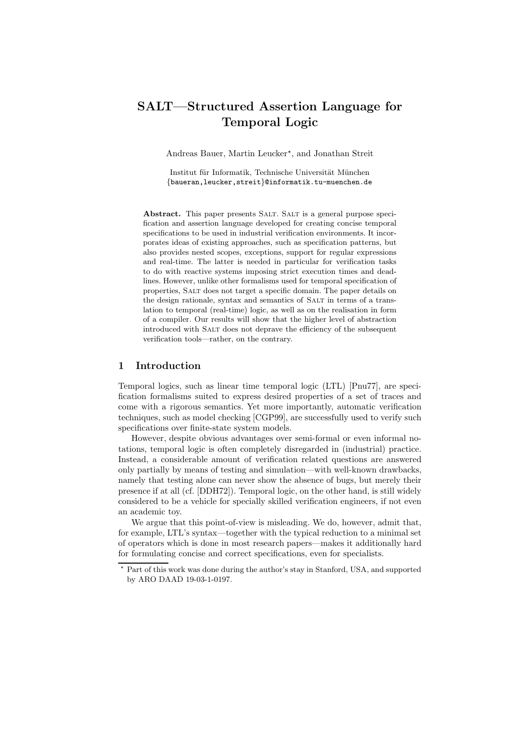# SALT—Structured Assertion Language for Temporal Logic

Andreas Bauer, Martin Leucker*, and Jonathan Streit

Institut für Informatik, Technische Universität München
{baueran,leucker,streit}@informatik.tu-muenchen.de

**Abstract.** This paper presents SALT. SALT is a general purpose specification and assertion language developed for creating concise temporal specifications to be used in industrial verification environments. It incorporates ideas of existing approaches, such as specification patterns, but also provides nested scopes, exceptions, support for regular expressions and real-time. The latter is needed in particular for verification tasks to do with reactive systems imposing strict execution times and deadlines. However, unlike other formalisms used for temporal specification of properties, SALT does not target a specific domain. The paper details on the design rationale, syntax and semantics of SALT in terms of a translation to temporal (real-time) logic, as well as on the realisation in form of a compiler. Our results will show that the higher level of abstraction introduced with SALT does not deprave the efficiency of the subsequent verification tools—rather, on the contrary.

## 1 Introduction

Temporal logics, such as linear time temporal logic (LTL) [Pnu77], are specification formalisms suited to express desired properties of a set of traces and come with a rigorous semantics. Yet more importantly, automatic verification techniques, such as model checking [CGP99], are successfully used to verify such specifications over finite-state system models.

However, despite obvious advantages over semi-formal or even informal notations, temporal logic is often completely disregarded in (industrial) practice. Instead, a considerable amount of verification related questions are answered only partially by means of testing and simulation—with well-known drawbacks, namely that testing alone can never show the absence of bugs, but merely their presence if at all (cf. [DDH72]). Temporal logic, on the other hand, is still widely considered to be a vehicle for specially skilled verification engineers, if not even an academic toy.

We argue that this point-of-view is misleading. We do, however, admit that, for example, LTL's syntax—together with the typical reduction to a minimal set of operators which is done in most research papers—makes it additionally hard for formulating concise and correct specifications, even for specialists.

* Part of this work was done during the author's stay in Stanford, USA, and supported by ARO DAAD 19-03-1-0197.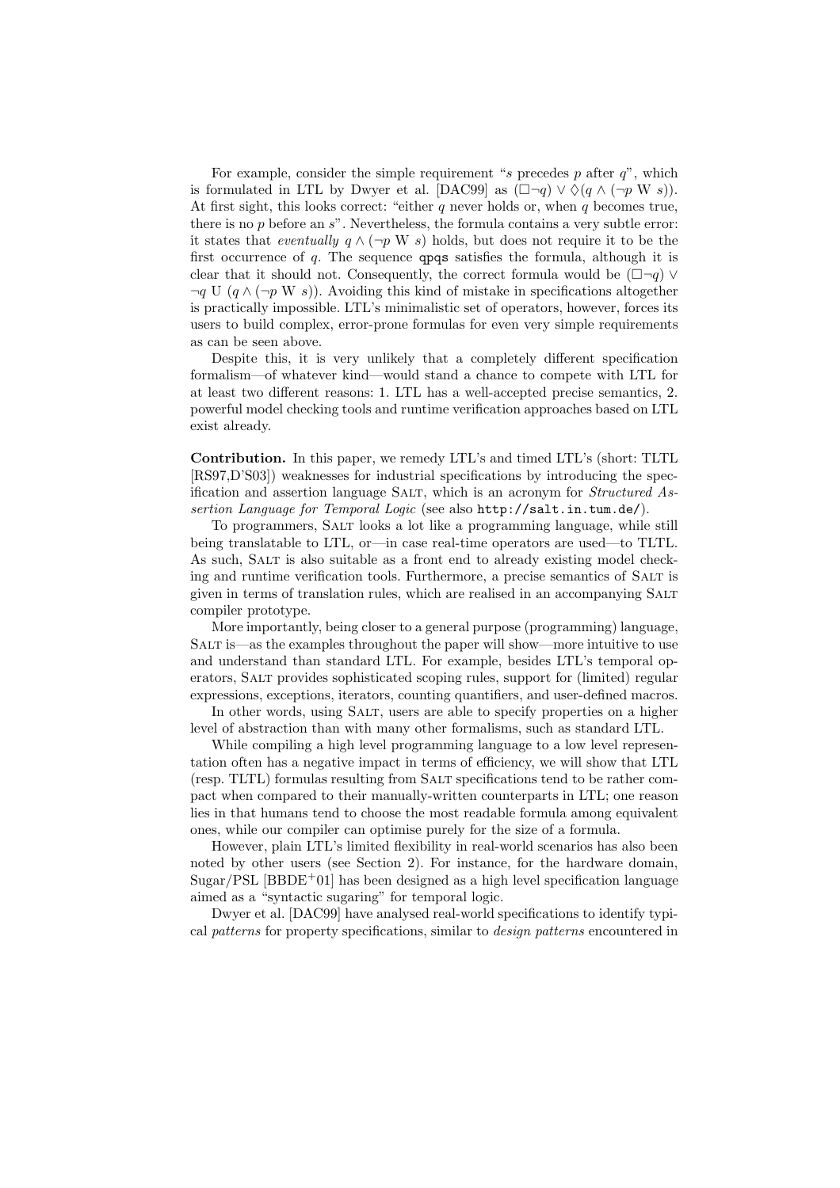For example, consider the simple requirement "$s$ precedes $p$ after $q$", which is formulated in LTL by Dwyer et al. [DAC99] as $(\Box\neg q) \vee \Diamond(q \wedge (\neg p \text{ W } s))$. At first sight, this looks correct: "either $q$ never holds or, when $q$ becomes true, there is no $p$ before an $s$". Nevertheless, the formula contains a very subtle error: it states that *eventually* $q \wedge (\neg p \text{ W } s)$ holds, but does not require it to be the first occurrence of $q$. The sequence `qpqs` satisfies the formula, although it is clear that it should not. Consequently, the correct formula would be $(\Box\neg q) \vee \neg q \text{ U } (q \wedge (\neg p \text{ W } s))$. Avoiding this kind of mistake in specifications altogether is practically impossible. LTL's minimalistic set of operators, however, forces its users to build complex, error-prone formulas for even very simple requirements as can be seen above.

Despite this, it is very unlikely that a completely different specification formalism—of whatever kind—would stand a chance to compete with LTL for at least two different reasons: 1. LTL has a well-accepted precise semantics, 2. powerful model checking tools and runtime verification approaches based on LTL exist already.

**Contribution.** In this paper, we remedy LTL's and timed LTL's (short: TLTL [RS97,D'S03]) weaknesses for industrial specifications by introducing the specification and assertion language SALT, which is an acronym for *Structured Assertion Language for Temporal Logic* (see also `http://salt.in.tum.de/`).

To programmers, SALT looks a lot like a programming language, while still being translatable to LTL, or—in case real-time operators are used—to TLTL. As such, SALT is also suitable as a front end to already existing model checking and runtime verification tools. Furthermore, a precise semantics of SALT is given in terms of translation rules, which are realised in an accompanying SALT compiler prototype.

More importantly, being closer to a general purpose (programming) language, SALT is—as the examples throughout the paper will show—more intuitive to use and understand than standard LTL. For example, besides LTL's temporal operators, SALT provides sophisticated scoping rules, support for (limited) regular expressions, exceptions, iterators, counting quantifiers, and user-defined macros.

In other words, using SALT, users are able to specify properties on a higher level of abstraction than with many other formalisms, such as standard LTL.

While compiling a high level programming language to a low level representation often has a negative impact in terms of efficiency, we will show that LTL (resp. TLTL) formulas resulting from SALT specifications tend to be rather compact when compared to their manually-written counterparts in LTL; one reason lies in that humans tend to choose the most readable formula among equivalent ones, while our compiler can optimise purely for the size of a formula.

However, plain LTL's limited flexibility in real-world scenarios has also been noted by other users (see Section 2). For instance, for the hardware domain, Sugar/PSL [BBDE+01] has been designed as a high level specification language aimed as a "syntactic sugaring" for temporal logic.

Dwyer et al. [DAC99] have analysed real-world specifications to identify typical *patterns* for property specifications, similar to *design patterns* encountered in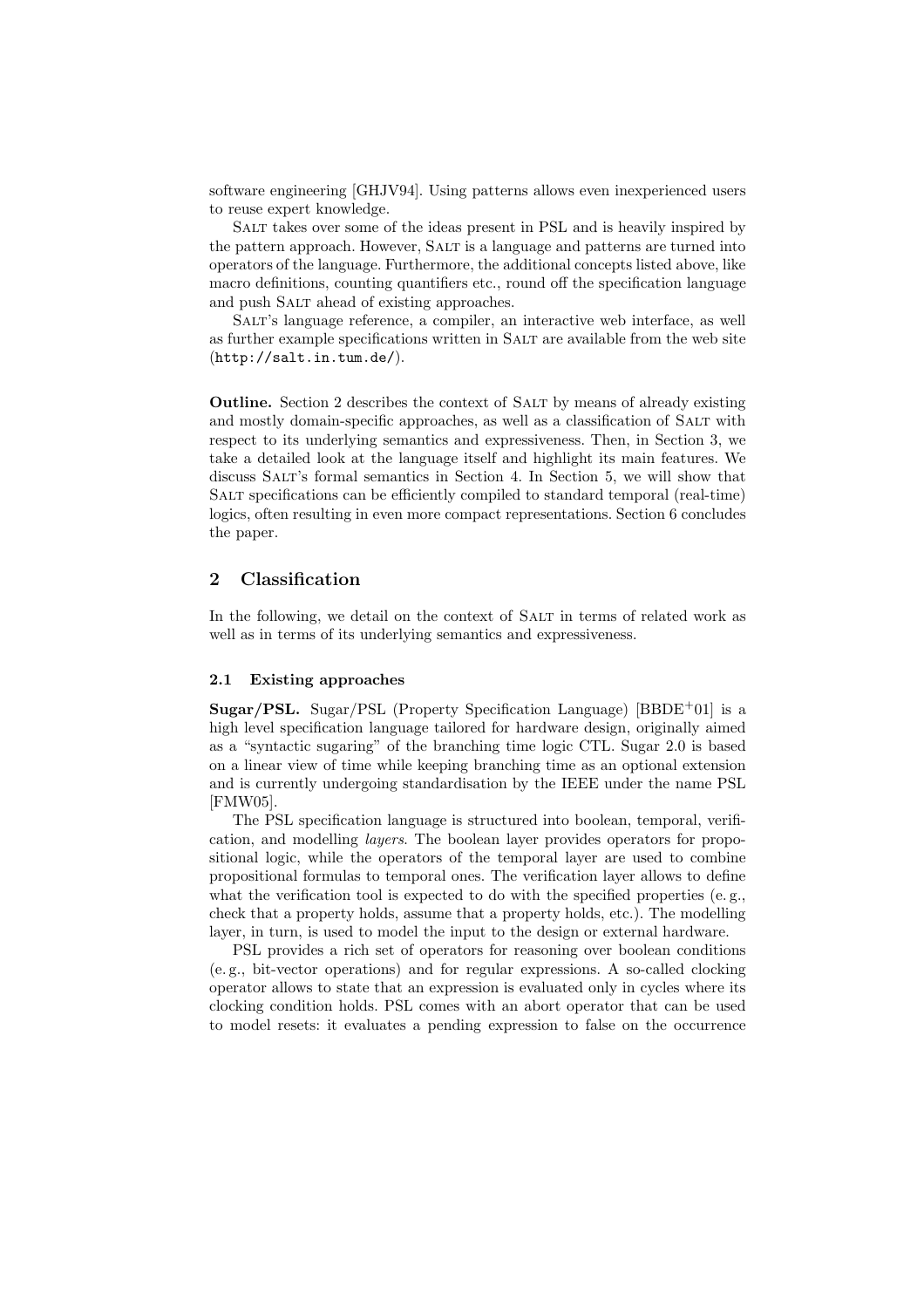software engineering [GHJV94]. Using patterns allows even inexperienced users to reuse expert knowledge.

SALT takes over some of the ideas present in PSL and is heavily inspired by the pattern approach. However, SALT is a language and patterns are turned into operators of the language. Furthermore, the additional concepts listed above, like macro definitions, counting quantifiers etc., round off the specification language and push SALT ahead of existing approaches.

SALT's language reference, a compiler, an interactive web interface, as well as further example specifications written in SALT are available from the web site (http://salt.in.tum.de/).

**Outline.** Section 2 describes the context of SALT by means of already existing and mostly domain-specific approaches, as well as a classification of SALT with respect to its underlying semantics and expressiveness. Then, in Section 3, we take a detailed look at the language itself and highlight its main features. We discuss SALT's formal semantics in Section 4. In Section 5, we will show that SALT specifications can be efficiently compiled to standard temporal (real-time) logics, often resulting in even more compact representations. Section 6 concludes the paper.

## 2 Classification

In the following, we detail on the context of SALT in terms of related work as well as in terms of its underlying semantics and expressiveness.

### 2.1 Existing approaches

**Sugar/PSL.** Sugar/PSL (Property Specification Language) [BBDE+01] is a high level specification language tailored for hardware design, originally aimed as a "syntactic sugaring" of the branching time logic CTL. Sugar 2.0 is based on a linear view of time while keeping branching time as an optional extension and is currently undergoing standardisation by the IEEE under the name PSL [FMW05].

The PSL specification language is structured into boolean, temporal, verification, and modelling *layers*. The boolean layer provides operators for propositional logic, while the operators of the temporal layer are used to combine propositional formulas to temporal ones. The verification layer allows to define what the verification tool is expected to do with the specified properties (e. g., check that a property holds, assume that a property holds, etc.). The modelling layer, in turn, is used to model the input to the design or external hardware.

PSL provides a rich set of operators for reasoning over boolean conditions (e. g., bit-vector operations) and for regular expressions. A so-called clocking operator allows to state that an expression is evaluated only in cycles where its clocking condition holds. PSL comes with an abort operator that can be used to model resets: it evaluates a pending expression to false on the occurrence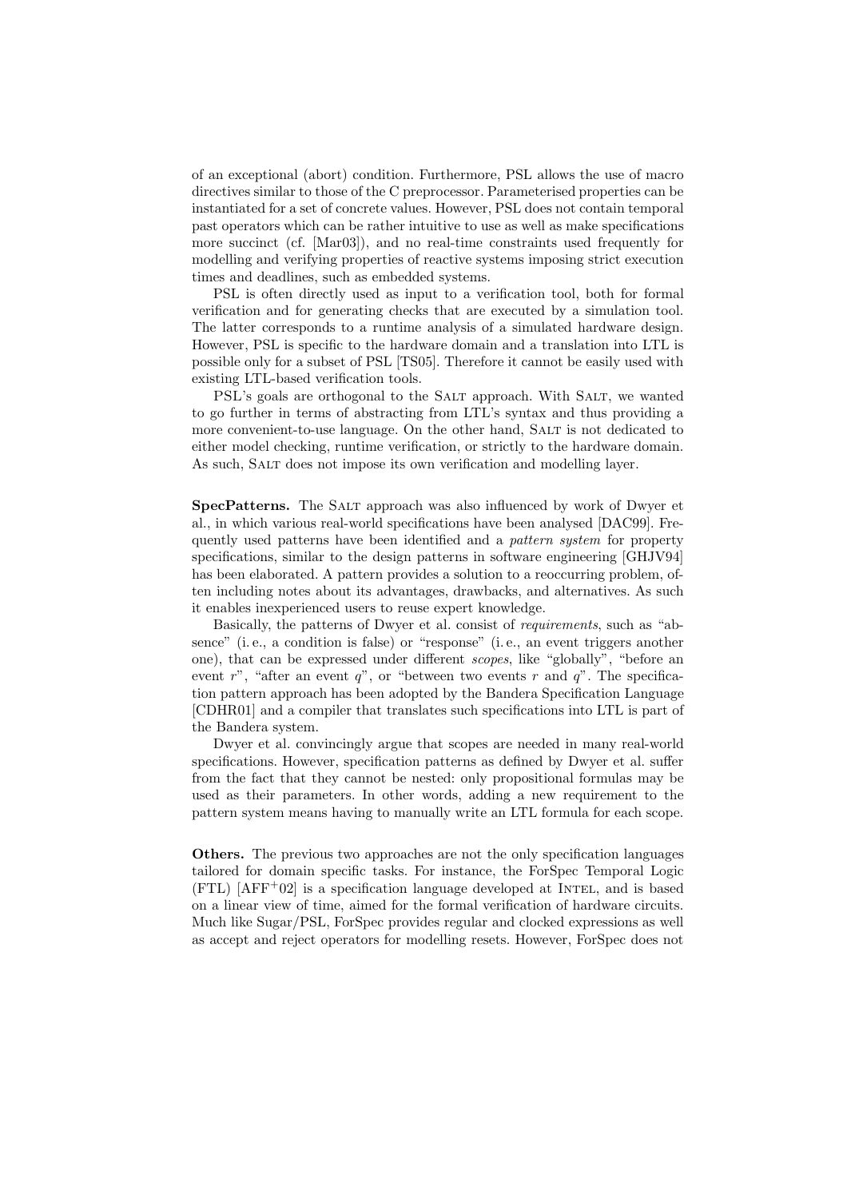of an exceptional (abort) condition. Furthermore, PSL allows the use of macro directives similar to those of the C preprocessor. Parameterised properties can be instantiated for a set of concrete values. However, PSL does not contain temporal past operators which can be rather intuitive to use as well as make specifications more succinct (cf. [Mar03]), and no real-time constraints used frequently for modelling and verifying properties of reactive systems imposing strict execution times and deadlines, such as embedded systems.

PSL is often directly used as input to a verification tool, both for formal verification and for generating checks that are executed by a simulation tool. The latter corresponds to a runtime analysis of a simulated hardware design. However, PSL is specific to the hardware domain and a translation into LTL is possible only for a subset of PSL [TS05]. Therefore it cannot be easily used with existing LTL-based verification tools.

PSL's goals are orthogonal to the SALT approach. With SALT, we wanted to go further in terms of abstracting from LTL's syntax and thus providing a more convenient-to-use language. On the other hand, SALT is not dedicated to either model checking, runtime verification, or strictly to the hardware domain. As such, SALT does not impose its own verification and modelling layer.

**SpecPatterns.** The SALT approach was also influenced by work of Dwyer et al., in which various real-world specifications have been analysed [DAC99]. Frequently used patterns have been identified and a *pattern system* for property specifications, similar to the design patterns in software engineering [GHJV94] has been elaborated. A pattern provides a solution to a reoccurring problem, often including notes about its advantages, drawbacks, and alternatives. As such it enables inexperienced users to reuse expert knowledge.

Basically, the patterns of Dwyer et al. consist of *requirements*, such as "absence" (i. e., a condition is false) or "response" (i. e., an event triggers another one), that can be expressed under different *scopes*, like "globally", "before an event $r$", "after an event $q$", or "between two events $r$ and $q$". The specification pattern approach has been adopted by the Bandera Specification Language [CDHR01] and a compiler that translates such specifications into LTL is part of the Bandera system.

Dwyer et al. convincingly argue that scopes are needed in many real-world specifications. However, specification patterns as defined by Dwyer et al. suffer from the fact that they cannot be nested: only propositional formulas may be used as their parameters. In other words, adding a new requirement to the pattern system means having to manually write an LTL formula for each scope.

**Others.** The previous two approaches are not the only specification languages tailored for domain specific tasks. For instance, the ForSpec Temporal Logic (FTL) [AFF+02] is a specification language developed at INTEL, and is based on a linear view of time, aimed for the formal verification of hardware circuits. Much like Sugar/PSL, ForSpec provides regular and clocked expressions as well as accept and reject operators for modelling resets. However, ForSpec does not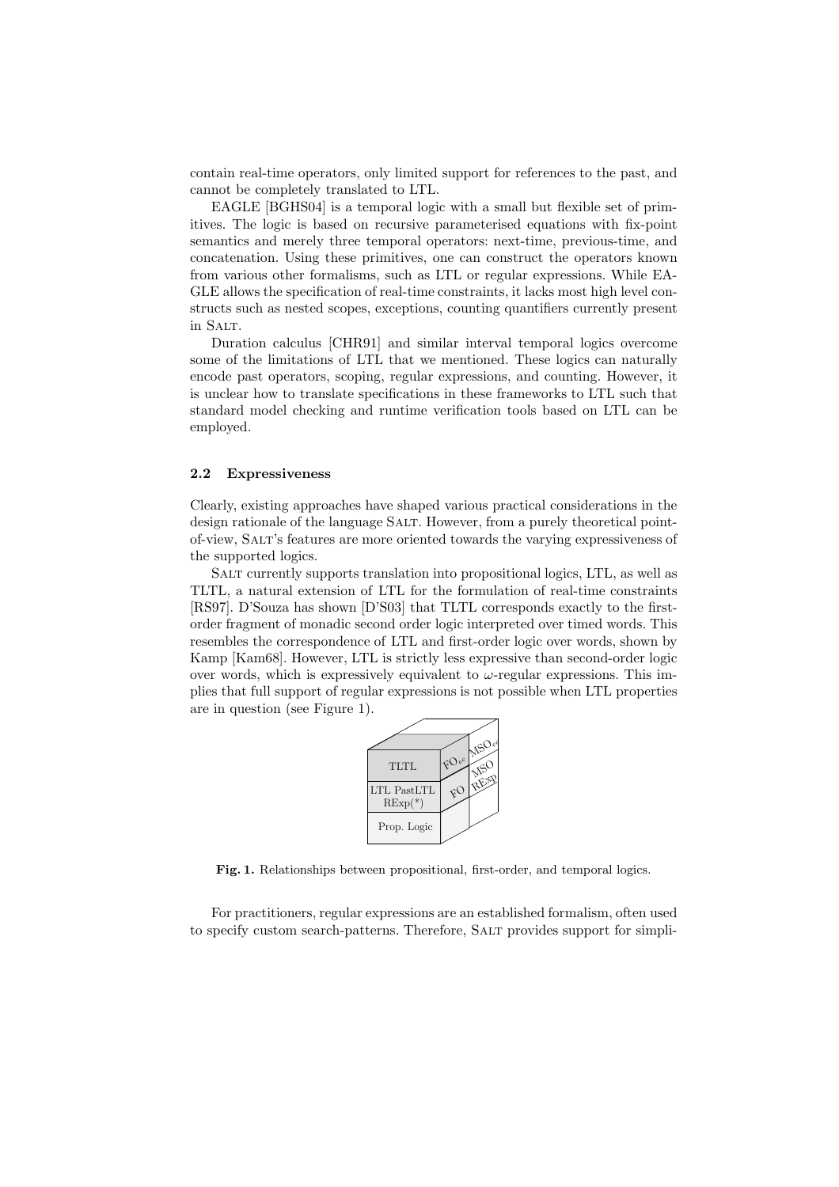contain real-time operators, only limited support for references to the past, and cannot be completely translated to LTL.

EAGLE [BGHS04] is a temporal logic with a small but flexible set of primitives. The logic is based on recursive parameterised equations with fix-point semantics and merely three temporal operators: next-time, previous-time, and concatenation. Using these primitives, one can construct the operators known from various other formalisms, such as LTL or regular expressions. While EAGLE allows the specification of real-time constraints, it lacks most high level constructs such as nested scopes, exceptions, counting quantifiers currently present in SALT.

Duration calculus [CHR91] and similar interval temporal logics overcome some of the limitations of LTL that we mentioned. These logics can naturally encode past operators, scoping, regular expressions, and counting. However, it is unclear how to translate specifications in these frameworks to LTL such that standard model checking and runtime verification tools based on LTL can be employed.

### 2.2 Expressiveness

Clearly, existing approaches have shaped various practical considerations in the design rationale of the language SALT. However, from a purely theoretical point-of-view, SALT's features are more oriented towards the varying expressiveness of the supported logics.

SALT currently supports translation into propositional logics, LTL, as well as TLTL, a natural extension of LTL for the formulation of real-time constraints [RS97]. D'Souza has shown [D'S03] that TLTL corresponds exactly to the first-order fragment of monadic second order logic interpreted over timed words. This resembles the correspondence of LTL and first-order logic over words, shown by Kamp [Kam68]. However, LTL is strictly less expressive than second-order logic over words, which is expressively equivalent to $\omega$-regular expressions. This implies that full support of regular expressions is not possible when LTL properties are in question (see Figure 1).

TLTL | $FO_{ec}$ | $MSO_{ec}$
LTL PastLTL REexp(*) | FO | MSO REexp
Prop. Logic

**Fig. 1.** Relationships between propositional, first-order, and temporal logics.

For practitioners, regular expressions are an established formalism, often used to specify custom search-patterns. Therefore, SALT provides support for simpli-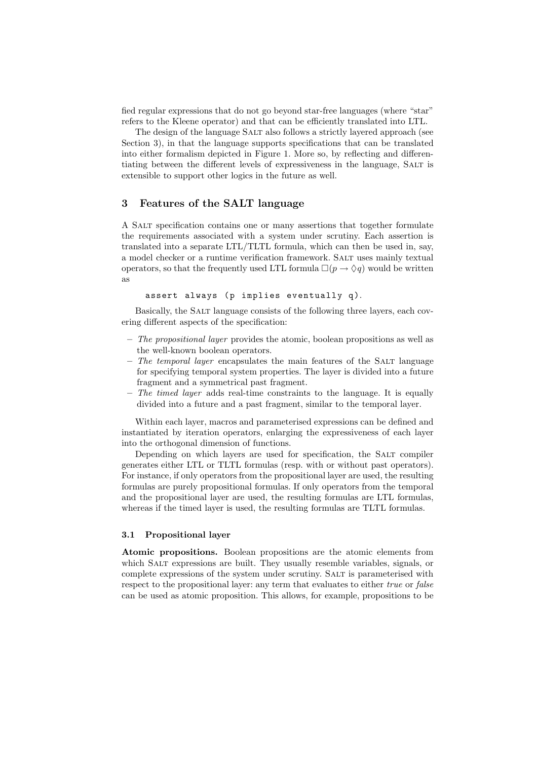fied regular expressions that do not go beyond star-free languages (where "star" refers to the Kleene operator) and that can be efficiently translated into LTL.

The design of the language SALT also follows a strictly layered approach (see Section 3), in that the language supports specifications that can be translated into either formalism depicted in Figure 1. More so, by reflecting and differentiating between the different levels of expressiveness in the language, SALT is extensible to support other logics in the future as well.

## 3 Features of the SALT language

A SALT specification contains one or many assertions that together formulate the requirements associated with a system under scrutiny. Each assertion is translated into a separate LTL/TLTL formula, which can then be used in, say, a model checker or a runtime verification framework. SALT uses mainly textual operators, so that the frequently used LTL formula $\Box(p \rightarrow \Diamond q)$ would be written as

```
assert always (p implies eventually q).
```

Basically, the SALT language consists of the following three layers, each covering different aspects of the specification:

- *The propositional layer* provides the atomic, boolean propositions as well as the well-known boolean operators.
- *The temporal layer* encapsulates the main features of the SALT language for specifying temporal system properties. The layer is divided into a future fragment and a symmetrical past fragment.
- *The timed layer* adds real-time constraints to the language. It is equally divided into a future and a past fragment, similar to the temporal layer.

Within each layer, macros and parameterised expressions can be defined and instantiated by iteration operators, enlarging the expressiveness of each layer into the orthogonal dimension of functions.

Depending on which layers are used for specification, the SALT compiler generates either LTL or TLTL formulas (resp. with or without past operators). For instance, if only operators from the propositional layer are used, the resulting formulas are purely propositional formulas. If only operators from the temporal and the propositional layer are used, the resulting formulas are LTL formulas, whereas if the timed layer is used, the resulting formulas are TLTL formulas.

### 3.1 Propositional layer

**Atomic propositions.** Boolean propositions are the atomic elements from which SALT expressions are built. They usually resemble variables, signals, or complete expressions of the system under scrutiny. SALT is parameterised with respect to the propositional layer: any term that evaluates to either *true* or *false* can be used as atomic proposition. This allows, for example, propositions to be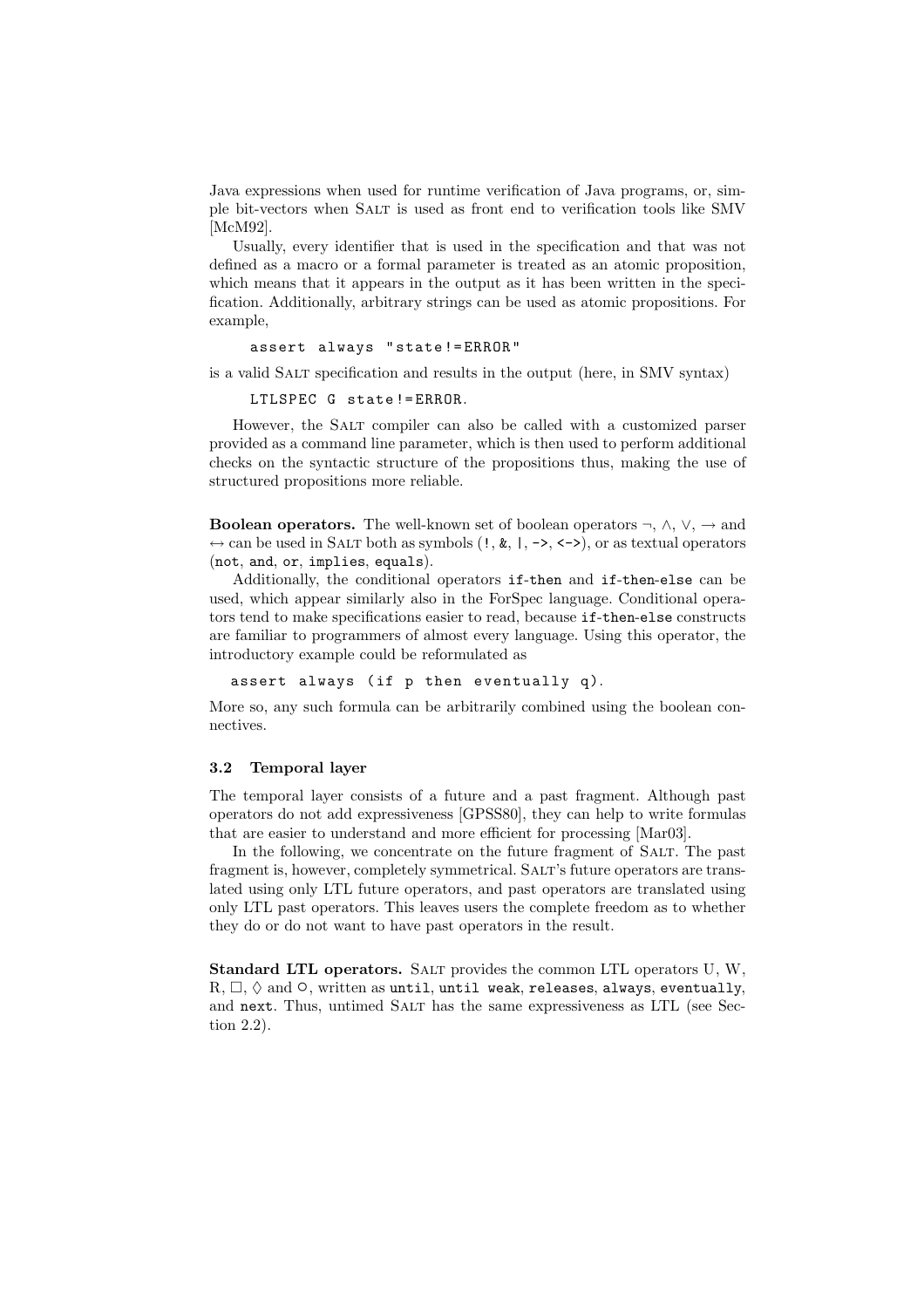Java expressions when used for runtime verification of Java programs, or, simple bit-vectors when Salt is used as front end to verification tools like SMV [McM92].

Usually, every identifier that is used in the specification and that was not defined as a macro or a formal parameter is treated as an atomic proposition, which means that it appears in the output as it has been written in the specification. Additionally, arbitrary strings can be used as atomic propositions. For example,

```
assert always "state!=ERROR"
```

is a valid Salt specification and results in the output (here, in SMV syntax)

```
LTLSPEC G state!=ERROR.
```

However, the Salt compiler can also be called with a customized parser provided as a command line parameter, which is then used to perform additional checks on the syntactic structure of the propositions thus, making the use of structured propositions more reliable.

**Boolean operators.** The well-known set of boolean operators $\neg$, $\wedge$, $\vee$, $\rightarrow$ and $\leftrightarrow$ can be used in Salt both as symbols (`!`, `&`, `|`, `->`, `<->`), or as textual operators (`not`, `and`, `or`, `implies`, `equals`).

Additionally, the conditional operators `if-then` and `if-then-else` can be used, which appear similarly also in the ForSpec language. Conditional operators tend to make specifications easier to read, because `if-then-else` constructs are familiar to programmers of almost every language. Using this operator, the introductory example could be reformulated as

```
assert always (if p then eventually q).
```

More so, any such formula can be arbitrarily combined using the boolean connectives.

### 3.2 Temporal layer

The temporal layer consists of a future and a past fragment. Although past operators do not add expressiveness [GPSS80], they can help to write formulas that are easier to understand and more efficient for processing [Mar03].

In the following, we concentrate on the future fragment of Salt. The past fragment is, however, completely symmetrical. Salt's future operators are translated using only LTL future operators, and past operators are translated using only LTL past operators. This leaves users the complete freedom as to whether they do or do not want to have past operators in the result.

**Standard LTL operators.** Salt provides the common LTL operators U, W, R, $\Box$, $\Diamond$ and $\circ$, written as `until`, `until weak`, `releases`, `always`, `eventually`, and `next`. Thus, untimed Salt has the same expressiveness as LTL (see Section 2.2).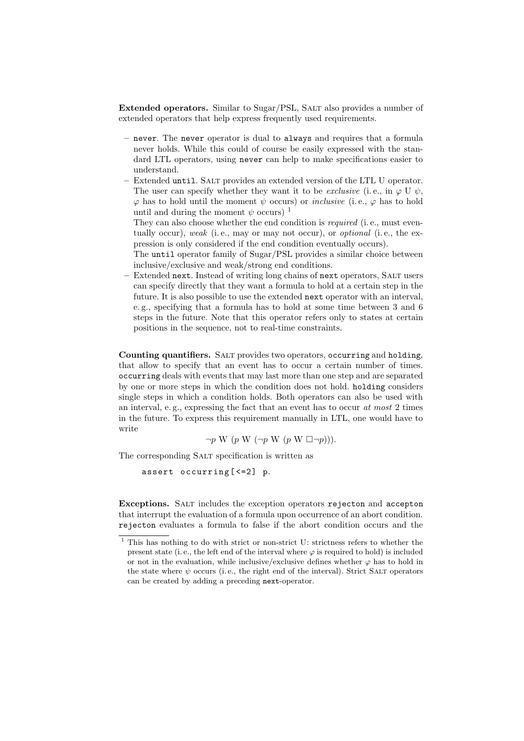**Extended operators.** Similar to Sugar/PSL, Salt also provides a number of extended operators that help express frequently used requirements.

- `never`. The `never` operator is dual to `always` and requires that a formula never holds. While this could of course be easily expressed with the standard LTL operators, using `never` can help to make specifications easier to understand.
- Extended `until`. Salt provides an extended version of the LTL U operator. The user can specify whether they want it to be *exclusive* (i. e., in $\varphi$ U $\psi$, $\varphi$ has to hold until the moment $\psi$ occurs) or *inclusive* (i. e., $\varphi$ has to hold until and during the moment $\psi$ occurs) [1]
  They can also choose whether the end condition is *required* (i. e., must eventually occur), *weak* (i. e., may or may not occur), or *optional* (i. e., the expression is only considered if the end condition eventually occurs).
  The `until` operator family of Sugar/PSL provides a similar choice between inclusive/exclusive and weak/strong end conditions.
- Extended `next`. Instead of writing long chains of `next` operators, Salt users can specify directly that they want a formula to hold at a certain step in the future. It is also possible to use the extended `next` operator with an interval, e. g., specifying that a formula has to hold at some time between 3 and 6 steps in the future. Note that this operator refers only to states at certain positions in the sequence, not to real-time constraints.

**Counting quantifiers.** Salt provides two operators, `occurring` and `holding`, that allow to specify that an event has to occur a certain number of times. `occurring` deals with events that may last more than one step and are separated by one or more steps in which the condition does not hold. `holding` considers single steps in which a condition holds. Both operators can also be used with an interval, e. g., expressing the fact that an event has to occur *at most* 2 times in the future. To express this requirement manually in LTL, one would have to write

$$\neg p \text{ W } (p \text{ W } (\neg p \text{ W } (p \text{ W } \Box \neg p))).$$

The corresponding Salt specification is written as

```
assert occurring[<=2] p.
```

**Exceptions.** Salt includes the exception operators `rejecton` and `accepton` that interrupt the evaluation of a formula upon occurrence of an abort condition. `rejecton` evaluates a formula to false if the abort condition occurs and the

[1] This has nothing to do with strict or non-strict U: strictness refers to whether the present state (i. e., the left end of the interval where $\varphi$ is required to hold) is included or not in the evaluation, while inclusive/exclusive defines whether $\varphi$ has to hold in the state where $\psi$ occurs (i. e., the right end of the interval). Strict Salt operators can be created by adding a preceding `next`-operator.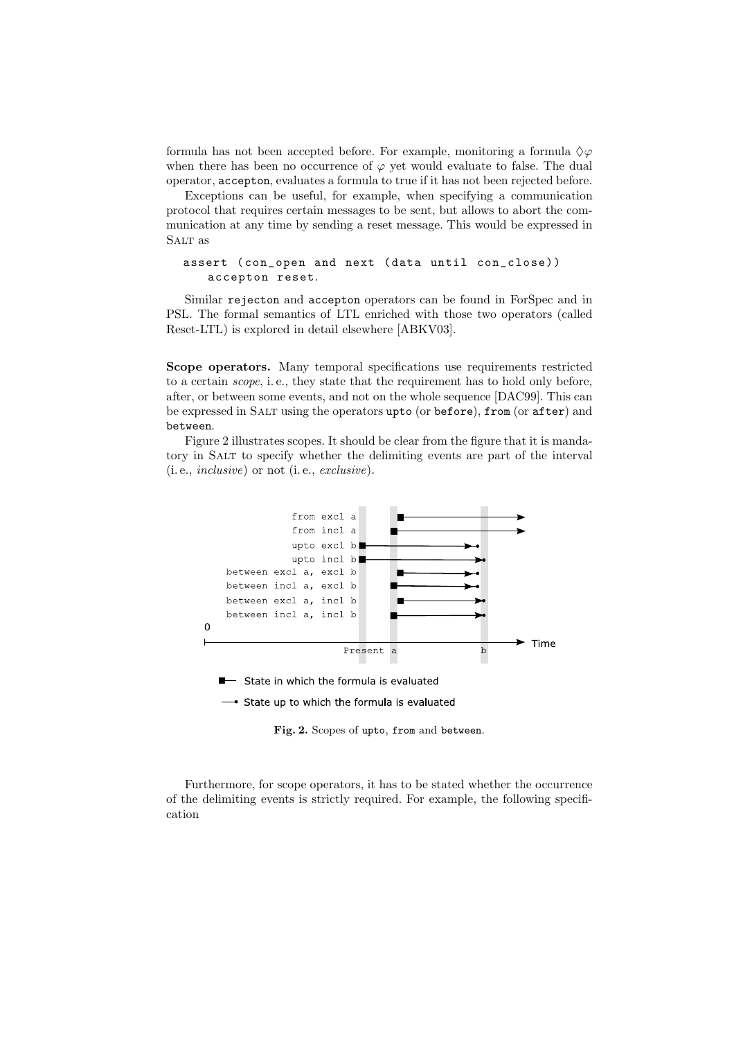formula has not been accepted before. For example, monitoring a formula $\Diamond\varphi$ when there has been no occurrence of $\varphi$ yet would evaluate to false. The dual operator, `accepton`, evaluates a formula to true if it has not been rejected before.

Exceptions can be useful, for example, when specifying a communication protocol that requires certain messages to be sent, but allows to abort the communication at any time by sending a reset message. This would be expressed in SALT as

```
assert (con_open and next (data until con_close))
    accepton reset.
```

Similar `rejecton` and `accepton` operators can be found in ForSpec and in PSL. The formal semantics of LTL enriched with those two operators (called Reset-LTL) is explored in detail elsewhere [ABKV03].

**Scope operators.** Many temporal specifications use requirements restricted to a certain *scope*, i. e., they state that the requirement has to hold only before, after, or between some events, and not on the whole sequence [DAC99]. This can be expressed in SALT using the operators `upto` (or `before`), `from` (or `after`) and `between`.

Figure 2 illustrates scopes. It should be clear from the figure that it is mandatory in SALT to specify whether the delimiting events are part of the interval (i. e., *inclusive*) or not (i. e., *exclusive*).

from excl a
from incl a
upto excl b
upto incl b
between excl a, excl b
between incl a, excl b
between excl a, incl b
between incl a, incl b

0 — Present a — b — Time

State in which the formula is evaluated

State up to which the formula is evaluated

**Fig. 2.** Scopes of `upto`, `from` and `between`.

Furthermore, for scope operators, it has to be stated whether the occurrence of the delimiting events is strictly required. For example, the following specification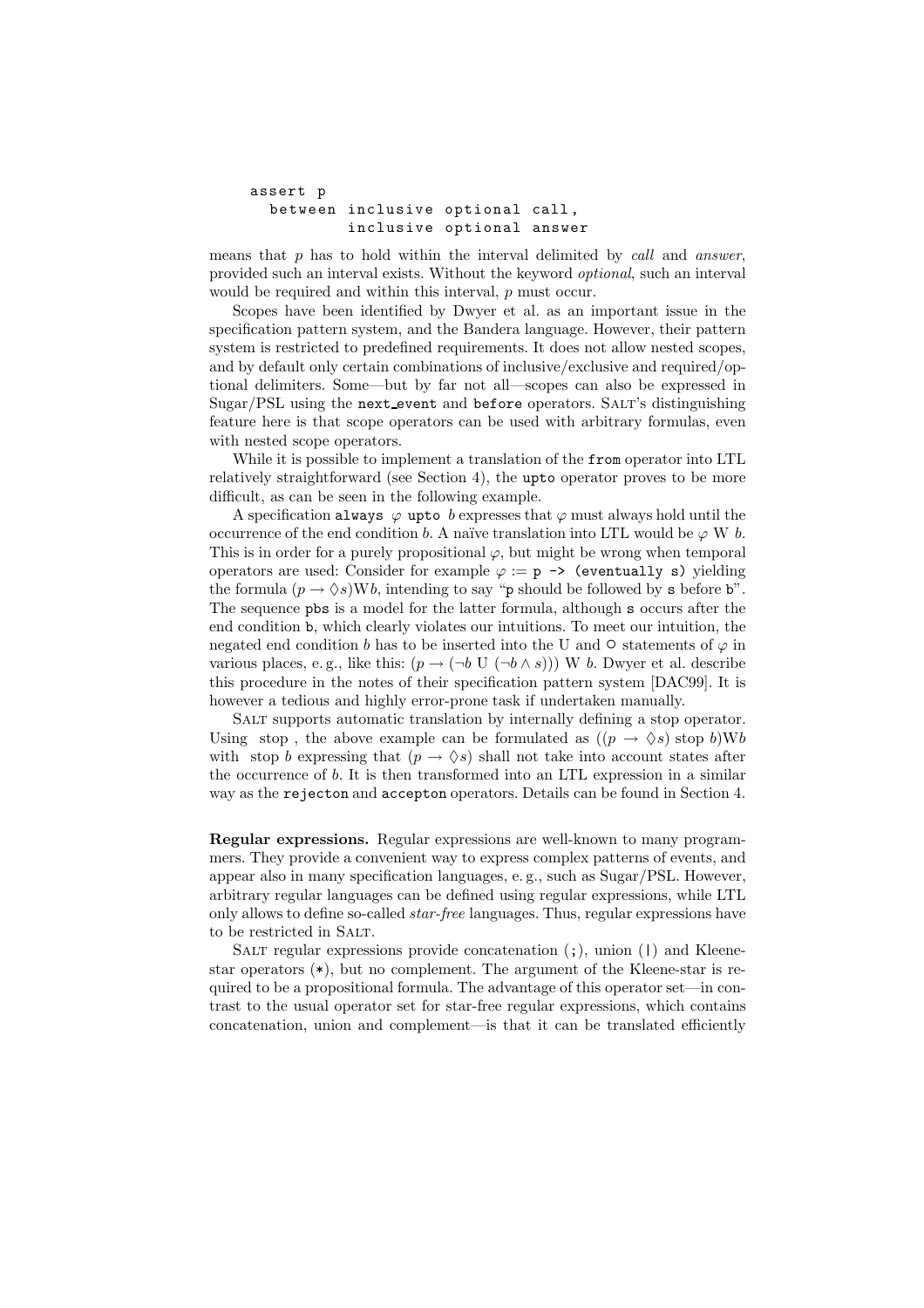```
assert p
  between inclusive optional call,
          inclusive optional answer
```

means that $p$ has to hold within the interval delimited by *call* and *answer*, provided such an interval exists. Without the keyword *optional*, such an interval would be required and within this interval, $p$ must occur.

Scopes have been identified by Dwyer et al. as an important issue in the specification pattern system, and the Bandera language. However, their pattern system is restricted to predefined requirements. It does not allow nested scopes, and by default only certain combinations of inclusive/exclusive and required/optional delimiters. Some—but by far not all—scopes can also be expressed in Sugar/PSL using the `next_event` and `before` operators. Salt's distinguishing feature here is that scope operators can be used with arbitrary formulas, even with nested scope operators.

While it is possible to implement a translation of the `from` operator into LTL relatively straightforward (see Section 4), the `upto` operator proves to be more difficult, as can be seen in the following example.

A specification `always` $\varphi$ `upto` $b$ expresses that $\varphi$ must always hold until the occurrence of the end condition $b$. A naïve translation into LTL would be $\varphi$ W $b$. This is in order for a purely propositional $\varphi$, but might be wrong when temporal operators are used: Consider for example $\varphi :=$ `p -> (eventually s)` yielding the formula $(p \rightarrow \Diamond s)\mathrm{W}b$, intending to say "`p` should be followed by `s` before `b`". The sequence `pbs` is a model for the latter formula, although `s` occurs after the end condition `b`, which clearly violates our intuitions. To meet our intuition, the negated end condition $b$ has to be inserted into the U and $\circ$ statements of $\varphi$ in various places, e. g., like this: $(p \rightarrow (\neg b \text{ U } (\neg b \wedge s)))$ W $b$. Dwyer et al. describe this procedure in the notes of their specification pattern system [DAC99]. It is however a tedious and highly error-prone task if undertaken manually.

Salt supports automatic translation by internally defining a stop operator. Using stop , the above example can be formulated as $((p \rightarrow \Diamond s)$ stop $b)\mathrm{W}b$ with stop $b$ expressing that $(p \rightarrow \Diamond s)$ shall not take into account states after the occurrence of $b$. It is then transformed into an LTL expression in a similar way as the `rejecton` and `accepton` operators. Details can be found in Section 4.

**Regular expressions.** Regular expressions are well-known to many programmers. They provide a convenient way to express complex patterns of events, and appear also in many specification languages, e. g., such as Sugar/PSL. However, arbitrary regular languages can be defined using regular expressions, while LTL only allows to define so-called *star-free* languages. Thus, regular expressions have to be restricted in Salt.

Salt regular expressions provide concatenation (`;`), union (`|`) and Kleene-star operators (`*`), but no complement. The argument of the Kleene-star is required to be a propositional formula. The advantage of this operator set—in contrast to the usual operator set for star-free regular expressions, which contains concatenation, union and complement—is that it can be translated efficiently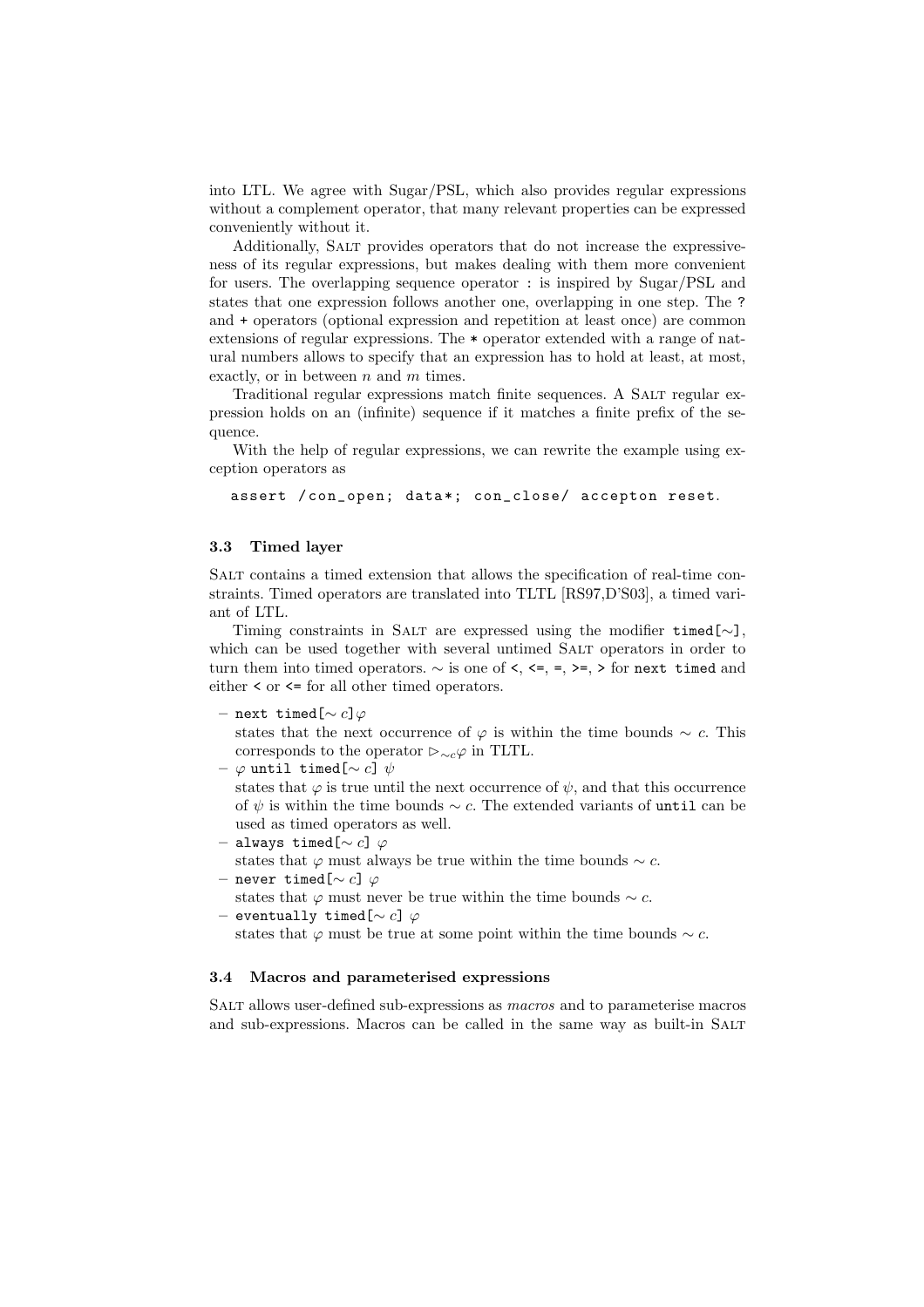into LTL. We agree with Sugar/PSL, which also provides regular expressions without a complement operator, that many relevant properties can be expressed conveniently without it.

Additionally, SALT provides operators that do not increase the expressiveness of its regular expressions, but makes dealing with them more convenient for users. The overlapping sequence operator `:` is inspired by Sugar/PSL and states that one expression follows another one, overlapping in one step. The `?` and `+` operators (optional expression and repetition at least once) are common extensions of regular expressions. The `*` operator extended with a range of natural numbers allows to specify that an expression has to hold at least, at most, exactly, or in between $n$ and $m$ times.

Traditional regular expressions match finite sequences. A SALT regular expression holds on an (infinite) sequence if it matches a finite prefix of the sequence.

With the help of regular expressions, we can rewrite the example using exception operators as

```
assert /con_open; data*; con_close/ accepton reset.
```

### 3.3 Timed layer

SALT contains a timed extension that allows the specification of real-time constraints. Timed operators are translated into TLTL [RS97,D'S03], a timed variant of LTL.

Timing constraints in SALT are expressed using the modifier `timed[~]`, which can be used together with several untimed SALT operators in order to turn them into timed operators. $\sim$ is one of `<`, `<=`, `=`, `>=`, `>` for `next timed` and either `<` or `<=` for all other timed operators.

- `next timed[`$\sim c$`]`$\varphi$
  states that the next occurrence of $\varphi$ is within the time bounds $\sim c$. This corresponds to the operator $\rhd_{\sim c}\varphi$ in TLTL.
- $\varphi$ `until timed[`$\sim c$`]` $\psi$
  states that $\varphi$ is true until the next occurrence of $\psi$, and that this occurrence of $\psi$ is within the time bounds $\sim c$. The extended variants of `until` can be used as timed operators as well.
- `always timed[`$\sim c$`]` $\varphi$
  states that $\varphi$ must always be true within the time bounds $\sim c$.
- `never timed[`$\sim c$`]` $\varphi$
  states that $\varphi$ must never be true within the time bounds $\sim c$.
- `eventually timed[`$\sim c$`]` $\varphi$
  states that $\varphi$ must be true at some point within the time bounds $\sim c$.

### 3.4 Macros and parameterised expressions

SALT allows user-defined sub-expressions as *macros* and to parameterise macros and sub-expressions. Macros can be called in the same way as built-in SALT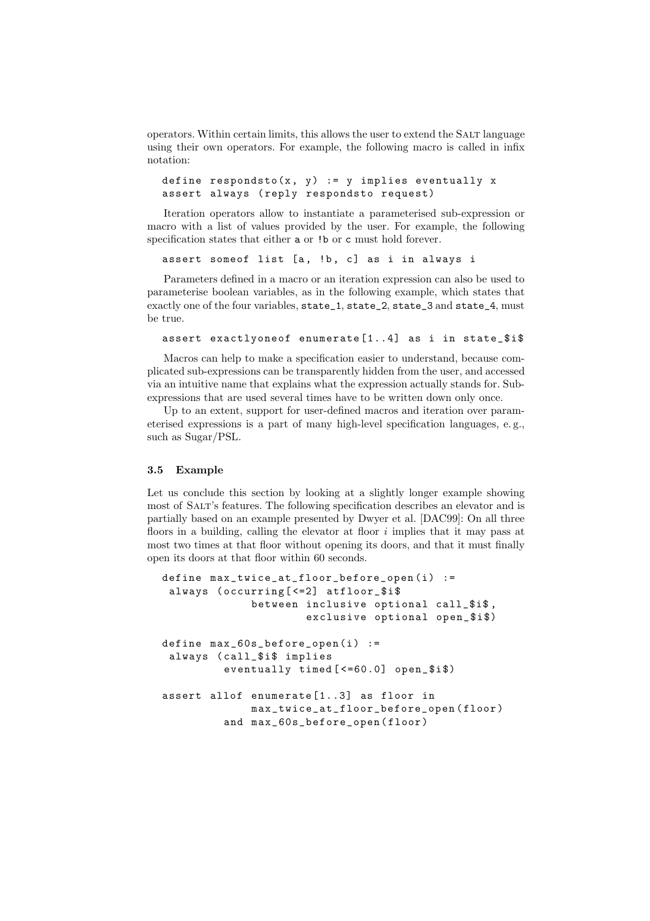operators. Within certain limits, this allows the user to extend the SALT language using their own operators. For example, the following macro is called in infix notation:

```
define respondsto(x, y) := y implies eventually x
assert always (reply respondsto request)
```

Iteration operators allow to instantiate a parameterised sub-expression or macro with a list of values provided by the user. For example, the following specification states that either `a` or `!b` or `c` must hold forever.

```
assert someof list [a, !b, c] as i in always i
```

Parameters defined in a macro or an iteration expression can also be used to parameterise boolean variables, as in the following example, which states that exactly one of the four variables, `state_1`, `state_2`, `state_3` and `state_4`, must be true.

```
assert exactlyoneof enumerate[1..4] as i in state_$i$
```

Macros can help to make a specification easier to understand, because complicated sub-expressions can be transparently hidden from the user, and accessed via an intuitive name that explains what the expression actually stands for. Sub-expressions that are used several times have to be written down only once.

Up to an extent, support for user-defined macros and iteration over parameterised expressions is a part of many high-level specification languages, e. g., such as Sugar/PSL.

### 3.5 Example

Let us conclude this section by looking at a slightly longer example showing most of SALT's features. The following specification describes an elevator and is partially based on an example presented by Dwyer et al. [DAC99]: On all three floors in a building, calling the elevator at floor $i$ implies that it may pass at most two times at that floor without opening its doors, and that it must finally open its doors at that floor within 60 seconds.

```
define max_twice_at_floor_before_open(i) :=
 always (occurring[<=2] atfloor_$i$
            between inclusive optional call_$i$,
                    exclusive optional open_$i$)

define max_60s_before_open(i) :=
 always (call_$i$ implies
        eventually timed[<=60.0] open_$i$)

assert allof enumerate[1..3] as floor in
            max_twice_at_floor_before_open(floor)
        and max_60s_before_open(floor)
```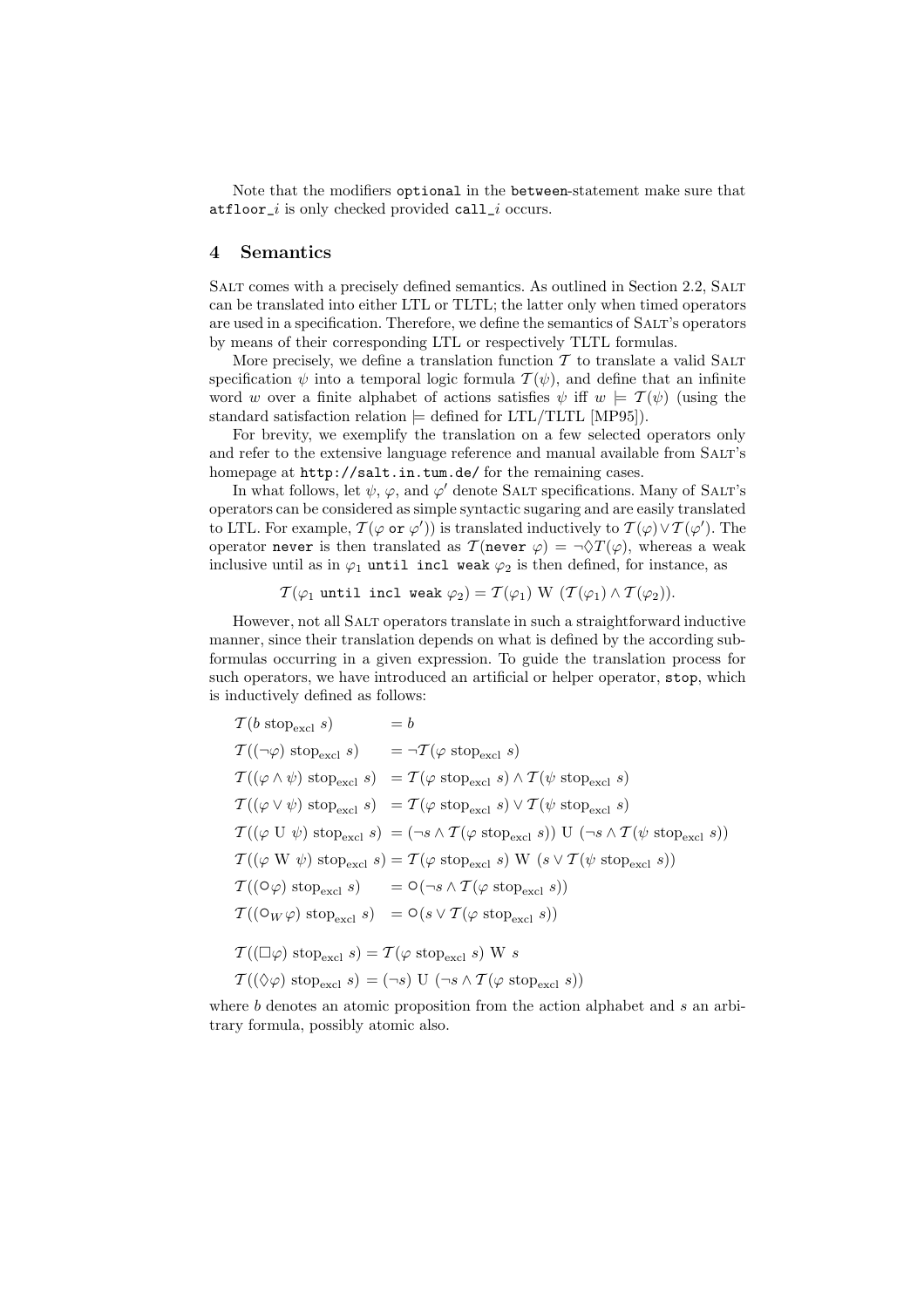Note that the modifiers `optional` in the `between`-statement make sure that `atfloor_`$i$ is only checked provided `call_`$i$ occurs.

## 4 Semantics

SALT comes with a precisely defined semantics. As outlined in Section 2.2, SALT can be translated into either LTL or TLTL; the latter only when timed operators are used in a specification. Therefore, we define the semantics of SALT's operators by means of their corresponding LTL or respectively TLTL formulas.

More precisely, we define a translation function $\mathcal{T}$ to translate a valid SALT specification $\psi$ into a temporal logic formula $\mathcal{T}(\psi)$, and define that an infinite word $w$ over a finite alphabet of actions satisfies $\psi$ iff $w \models \mathcal{T}(\psi)$ (using the standard satisfaction relation $\models$ defined for LTL/TLTL [MP95]).

For brevity, we exemplify the translation on a few selected operators only and refer to the extensive language reference and manual available from SALT's homepage at `http://salt.in.tum.de/` for the remaining cases.

In what follows, let $\psi$, $\varphi$, and $\varphi'$ denote SALT specifications. Many of SALT's operators can be considered as simple syntactic sugaring and are easily translated to LTL. For example, $\mathcal{T}(\varphi \texttt{ or } \varphi')$ is translated inductively to $\mathcal{T}(\varphi) \vee \mathcal{T}(\varphi')$. The operator `never` is then translated as $\mathcal{T}(\texttt{never } \varphi) = \neg\Diamond \mathcal{T}(\varphi)$, whereas a weak inclusive until as in $\varphi_1$ `until incl weak` $\varphi_2$ is then defined, for instance, as

$$\mathcal{T}(\varphi_1 \texttt{ until incl weak } \varphi_2) = \mathcal{T}(\varphi_1) \text{ W } (\mathcal{T}(\varphi_1) \wedge \mathcal{T}(\varphi_2)).$$

However, not all SALT operators translate in such a straightforward inductive manner, since their translation depends on what is defined by the according subformulas occurring in a given expression. To guide the translation process for such operators, we have introduced an artificial or helper operator, `stop`, which is inductively defined as follows:

$$
\begin{aligned}
\mathcal{T}(b \text{ stop}_{\text{excl}}\ s) &= b \\
\mathcal{T}((\neg\varphi) \text{ stop}_{\text{excl}}\ s) &= \neg\mathcal{T}(\varphi \text{ stop}_{\text{excl}}\ s) \\
\mathcal{T}((\varphi \wedge \psi) \text{ stop}_{\text{excl}}\ s) &= \mathcal{T}(\varphi \text{ stop}_{\text{excl}}\ s) \wedge \mathcal{T}(\psi \text{ stop}_{\text{excl}}\ s) \\
\mathcal{T}((\varphi \vee \psi) \text{ stop}_{\text{excl}}\ s) &= \mathcal{T}(\varphi \text{ stop}_{\text{excl}}\ s) \vee \mathcal{T}(\psi \text{ stop}_{\text{excl}}\ s) \\
\mathcal{T}((\varphi \text{ U } \psi) \text{ stop}_{\text{excl}}\ s) &= (\neg s \wedge \mathcal{T}(\varphi \text{ stop}_{\text{excl}}\ s)) \text{ U } (\neg s \wedge \mathcal{T}(\psi \text{ stop}_{\text{excl}}\ s)) \\
\mathcal{T}((\varphi \text{ W } \psi) \text{ stop}_{\text{excl}}\ s) &= \mathcal{T}(\varphi \text{ stop}_{\text{excl}}\ s) \text{ W } (s \vee \mathcal{T}(\psi \text{ stop}_{\text{excl}}\ s)) \\
\mathcal{T}((\circ\varphi) \text{ stop}_{\text{excl}}\ s) &= \circ(\neg s \wedge \mathcal{T}(\varphi \text{ stop}_{\text{excl}}\ s)) \\
\mathcal{T}((\circ_W \varphi) \text{ stop}_{\text{excl}}\ s) &= \circ(s \vee \mathcal{T}(\varphi \text{ stop}_{\text{excl}}\ s))
\end{aligned}
$$

$$
\begin{aligned}
\mathcal{T}((\Box\varphi) \text{ stop}_{\text{excl}}\ s) &= \mathcal{T}(\varphi \text{ stop}_{\text{excl}}\ s) \text{ W } s \\
\mathcal{T}((\Diamond\varphi) \text{ stop}_{\text{excl}}\ s) &= (\neg s) \text{ U } (\neg s \wedge \mathcal{T}(\varphi \text{ stop}_{\text{excl}}\ s))
\end{aligned}
$$

where $b$ denotes an atomic proposition from the action alphabet and $s$ an arbitrary formula, possibly atomic also.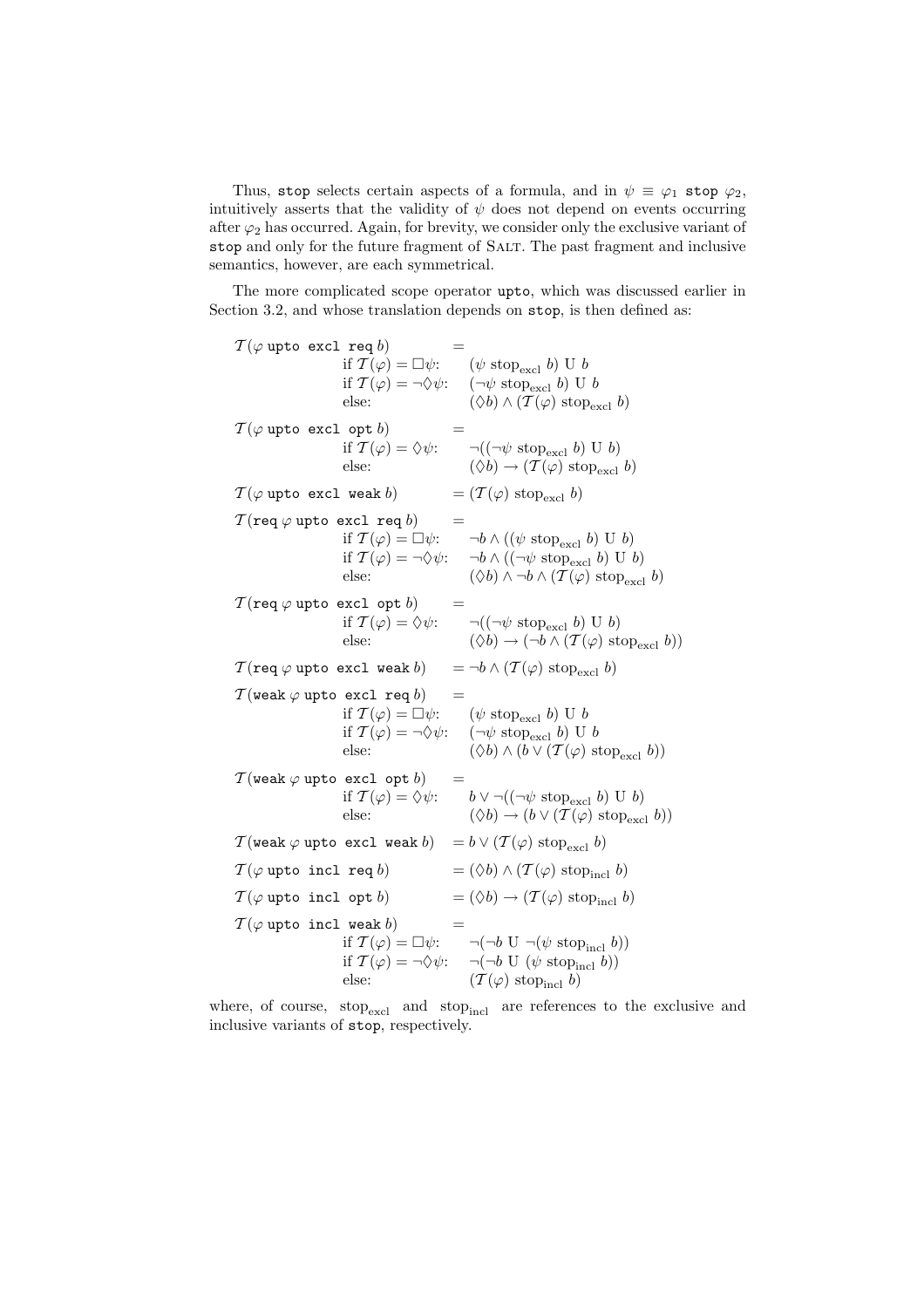Thus, `stop` selects certain aspects of a formula, and in $\psi \equiv \varphi_1$ `stop` $\varphi_2$, intuitively asserts that the validity of $\psi$ does not depend on events occurring after $\varphi_2$ has occurred. Again, for brevity, we consider only the exclusive variant of `stop` and only for the future fragment of SALT. The past fragment and inclusive semantics, however, are each symmetrical.

The more complicated scope operator `upto`, which was discussed earlier in Section 3.2, and whose translation depends on `stop`, is then defined as:

$$
\begin{aligned}
&\mathcal{T}(\varphi\ \texttt{upto excl req}\ b) = \\
&\quad \text{if } \mathcal{T}(\varphi) = \Box\psi: \quad (\psi\ \text{stop}_{\text{excl}}\ b)\ \text{U}\ b \\
&\quad \text{if } \mathcal{T}(\varphi) = \neg\Diamond\psi: \quad (\neg\psi\ \text{stop}_{\text{excl}}\ b)\ \text{U}\ b \\
&\quad \text{else:} \quad (\Diamond b) \wedge (\mathcal{T}(\varphi)\ \text{stop}_{\text{excl}}\ b)
\end{aligned}
$$

$$
\begin{aligned}
&\mathcal{T}(\varphi\ \texttt{upto excl opt}\ b) = \\
&\quad \text{if } \mathcal{T}(\varphi) = \Diamond\psi: \quad \neg((\neg\psi\ \text{stop}_{\text{excl}}\ b)\ \text{U}\ b) \\
&\quad \text{else:} \quad (\Diamond b) \rightarrow (\mathcal{T}(\varphi)\ \text{stop}_{\text{excl}}\ b)
\end{aligned}
$$

$$
\mathcal{T}(\varphi\ \texttt{upto excl weak}\ b) = (\mathcal{T}(\varphi)\ \text{stop}_{\text{excl}}\ b)
$$

$$
\begin{aligned}
&\mathcal{T}(\texttt{req}\ \varphi\ \texttt{upto excl req}\ b) = \\
&\quad \text{if } \mathcal{T}(\varphi) = \Box\psi: \quad \neg b \wedge ((\psi\ \text{stop}_{\text{excl}}\ b)\ \text{U}\ b) \\
&\quad \text{if } \mathcal{T}(\varphi) = \neg\Diamond\psi: \quad \neg b \wedge ((\neg\psi\ \text{stop}_{\text{excl}}\ b)\ \text{U}\ b) \\
&\quad \text{else:} \quad (\Diamond b) \wedge \neg b \wedge (\mathcal{T}(\varphi)\ \text{stop}_{\text{excl}}\ b)
\end{aligned}
$$

$$
\begin{aligned}
&\mathcal{T}(\texttt{req}\ \varphi\ \texttt{upto excl opt}\ b) = \\
&\quad \text{if } \mathcal{T}(\varphi) = \Diamond\psi: \quad \neg((\neg\psi\ \text{stop}_{\text{excl}}\ b)\ \text{U}\ b) \\
&\quad \text{else:} \quad (\Diamond b) \rightarrow (\neg b \wedge (\mathcal{T}(\varphi)\ \text{stop}_{\text{excl}}\ b))
\end{aligned}
$$

$$
\mathcal{T}(\texttt{req}\ \varphi\ \texttt{upto excl weak}\ b) = \neg b \wedge (\mathcal{T}(\varphi)\ \text{stop}_{\text{excl}}\ b)
$$

$$
\begin{aligned}
&\mathcal{T}(\texttt{weak}\ \varphi\ \texttt{upto excl req}\ b) = \\
&\quad \text{if } \mathcal{T}(\varphi) = \Box\psi: \quad (\psi\ \text{stop}_{\text{excl}}\ b)\ \text{U}\ b \\
&\quad \text{if } \mathcal{T}(\varphi) = \neg\Diamond\psi: \quad (\neg\psi\ \text{stop}_{\text{excl}}\ b)\ \text{U}\ b \\
&\quad \text{else:} \quad (\Diamond b) \wedge (b \vee (\mathcal{T}(\varphi)\ \text{stop}_{\text{excl}}\ b))
\end{aligned}
$$

$$
\begin{aligned}
&\mathcal{T}(\texttt{weak}\ \varphi\ \texttt{upto excl opt}\ b) = \\
&\quad \text{if } \mathcal{T}(\varphi) = \Diamond\psi: \quad b \vee \neg((\neg\psi\ \text{stop}_{\text{excl}}\ b)\ \text{U}\ b) \\
&\quad \text{else:} \quad (\Diamond b) \rightarrow (b \vee (\mathcal{T}(\varphi)\ \text{stop}_{\text{excl}}\ b))
\end{aligned}
$$

$$
\mathcal{T}(\texttt{weak}\ \varphi\ \texttt{upto excl weak}\ b) = b \vee (\mathcal{T}(\varphi)\ \text{stop}_{\text{excl}}\ b)
$$

$$
\mathcal{T}(\varphi\ \texttt{upto incl req}\ b) = (\Diamond b) \wedge (\mathcal{T}(\varphi)\ \text{stop}_{\text{incl}}\ b)
$$

$$
\mathcal{T}(\varphi\ \texttt{upto incl opt}\ b) = (\Diamond b) \rightarrow (\mathcal{T}(\varphi)\ \text{stop}_{\text{incl}}\ b)
$$

$$
\begin{aligned}
&\mathcal{T}(\varphi\ \texttt{upto incl weak}\ b) = \\
&\quad \text{if } \mathcal{T}(\varphi) = \Box\psi: \quad \neg(\neg b\ \text{U}\ \neg(\psi\ \text{stop}_{\text{incl}}\ b)) \\
&\quad \text{if } \mathcal{T}(\varphi) = \neg\Diamond\psi: \quad \neg(\neg b\ \text{U}\ (\psi\ \text{stop}_{\text{incl}}\ b)) \\
&\quad \text{else:} \quad (\mathcal{T}(\varphi)\ \text{stop}_{\text{incl}}\ b)
\end{aligned}
$$

where, of course, $\text{stop}_{\text{excl}}$ and $\text{stop}_{\text{incl}}$ are references to the exclusive and inclusive variants of `stop`, respectively.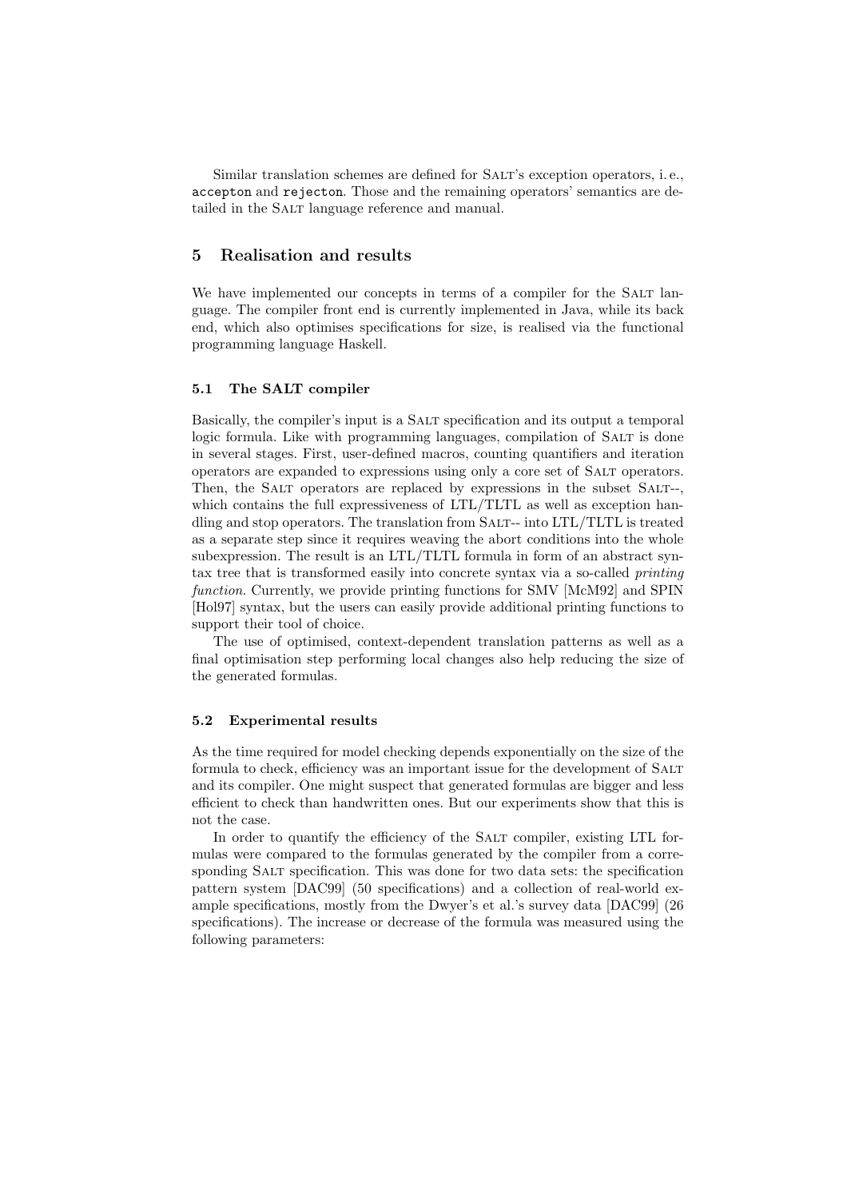Similar translation schemes are defined for SALT's exception operators, i. e., `accepton` and `rejecton`. Those and the remaining operators' semantics are detailed in the SALT language reference and manual.

## 5 Realisation and results

We have implemented our concepts in terms of a compiler for the SALT language. The compiler front end is currently implemented in Java, while its back end, which also optimises specifications for size, is realised via the functional programming language Haskell.

### 5.1 The SALT compiler

Basically, the compiler's input is a SALT specification and its output a temporal logic formula. Like with programming languages, compilation of SALT is done in several stages. First, user-defined macros, counting quantifiers and iteration operators are expanded to expressions using only a core set of SALT operators. Then, the SALT operators are replaced by expressions in the subset SALT--, which contains the full expressiveness of LTL/TLTL as well as exception handling and stop operators. The translation from SALT-- into LTL/TLTL is treated as a separate step since it requires weaving the abort conditions into the whole subexpression. The result is an LTL/TLTL formula in form of an abstract syntax tree that is transformed easily into concrete syntax via a so-called *printing function*. Currently, we provide printing functions for SMV [McM92] and SPIN [Hol97] syntax, but the users can easily provide additional printing functions to support their tool of choice.

The use of optimised, context-dependent translation patterns as well as a final optimisation step performing local changes also help reducing the size of the generated formulas.

### 5.2 Experimental results

As the time required for model checking depends exponentially on the size of the formula to check, efficiency was an important issue for the development of SALT and its compiler. One might suspect that generated formulas are bigger and less efficient to check than handwritten ones. But our experiments show that this is not the case.

In order to quantify the efficiency of the SALT compiler, existing LTL formulas were compared to the formulas generated by the compiler from a corresponding SALT specification. This was done for two data sets: the specification pattern system [DAC99] (50 specifications) and a collection of real-world example specifications, mostly from the Dwyer's et al.'s survey data [DAC99] (26 specifications). The increase or decrease of the formula was measured using the following parameters: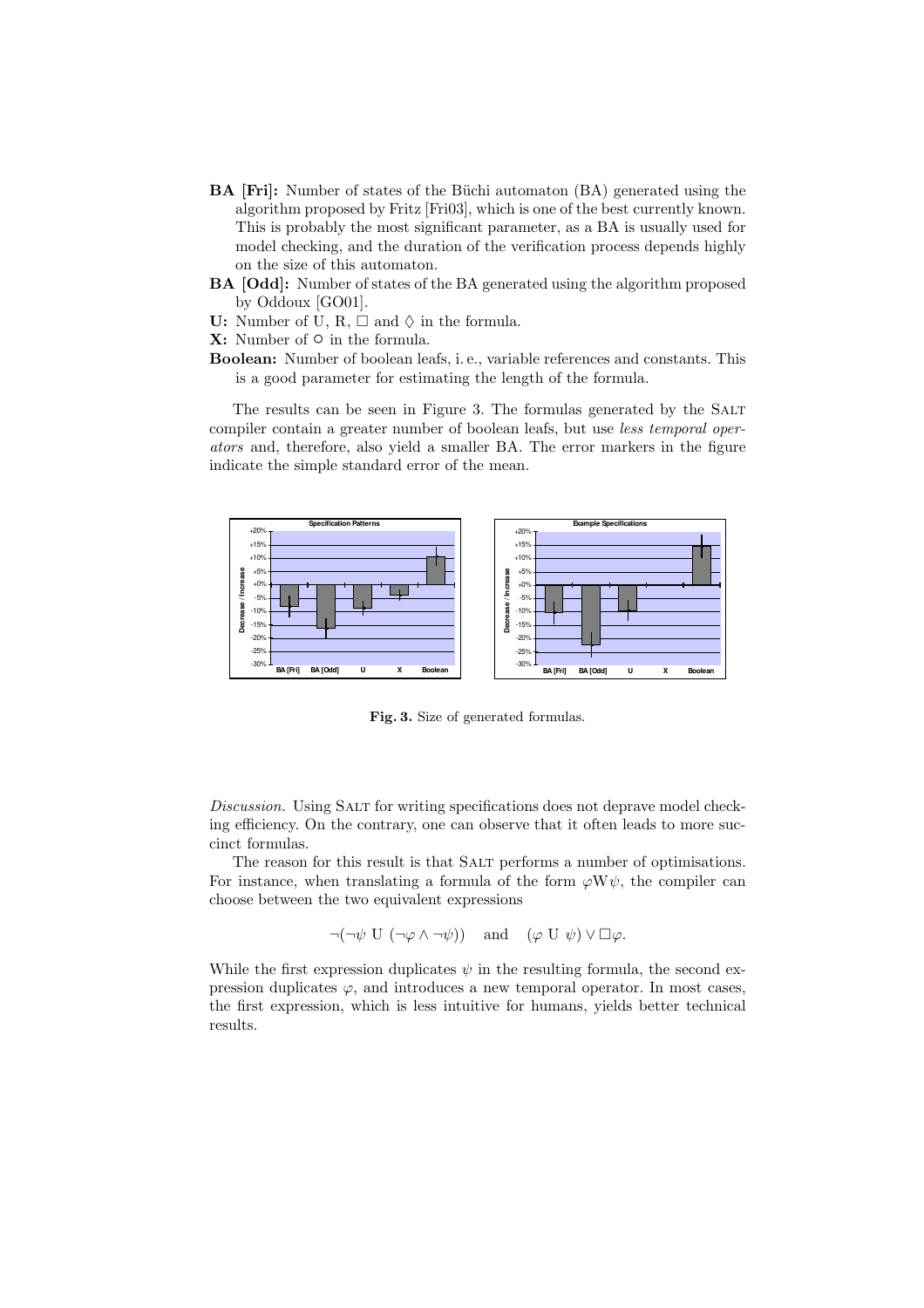**BA [Fri]:** Number of states of the Büchi automaton (BA) generated using the algorithm proposed by Fritz [Fri03], which is one of the best currently known. This is probably the most significant parameter, as a BA is usually used for model checking, and the duration of the verification process depends highly on the size of this automaton.

**BA [Odd]:** Number of states of the BA generated using the algorithm proposed by Oddoux [GO01].

**U:** Number of U, R, $\Box$ and $\Diamond$ in the formula.

**X:** Number of $\circ$ in the formula.

**Boolean:** Number of boolean leafs, i. e., variable references and constants. This is a good parameter for estimating the length of the formula.

The results can be seen in Figure 3. The formulas generated by the SALT compiler contain a greater number of boolean leafs, but use *less temporal operators* and, therefore, also yield a smaller BA. The error markers in the figure indicate the simple standard error of the mean.

**Fig. 3.** Size of generated formulas.

*Discussion.* Using SALT for writing specifications does not deprave model checking efficiency. On the contrary, one can observe that it often leads to more succinct formulas.

The reason for this result is that SALT performs a number of optimisations. For instance, when translating a formula of the form $\varphi \mathrm{W} \psi$, the compiler can choose between the two equivalent expressions

$$\neg(\neg\psi \ \mathrm{U} \ (\neg\varphi \wedge \neg\psi)) \quad \text{and} \quad (\varphi \ \mathrm{U} \ \psi) \vee \Box\varphi.$$

While the first expression duplicates $\psi$ in the resulting formula, the second expression duplicates $\varphi$, and introduces a new temporal operator. In most cases, the first expression, which is less intuitive for humans, yields better technical results.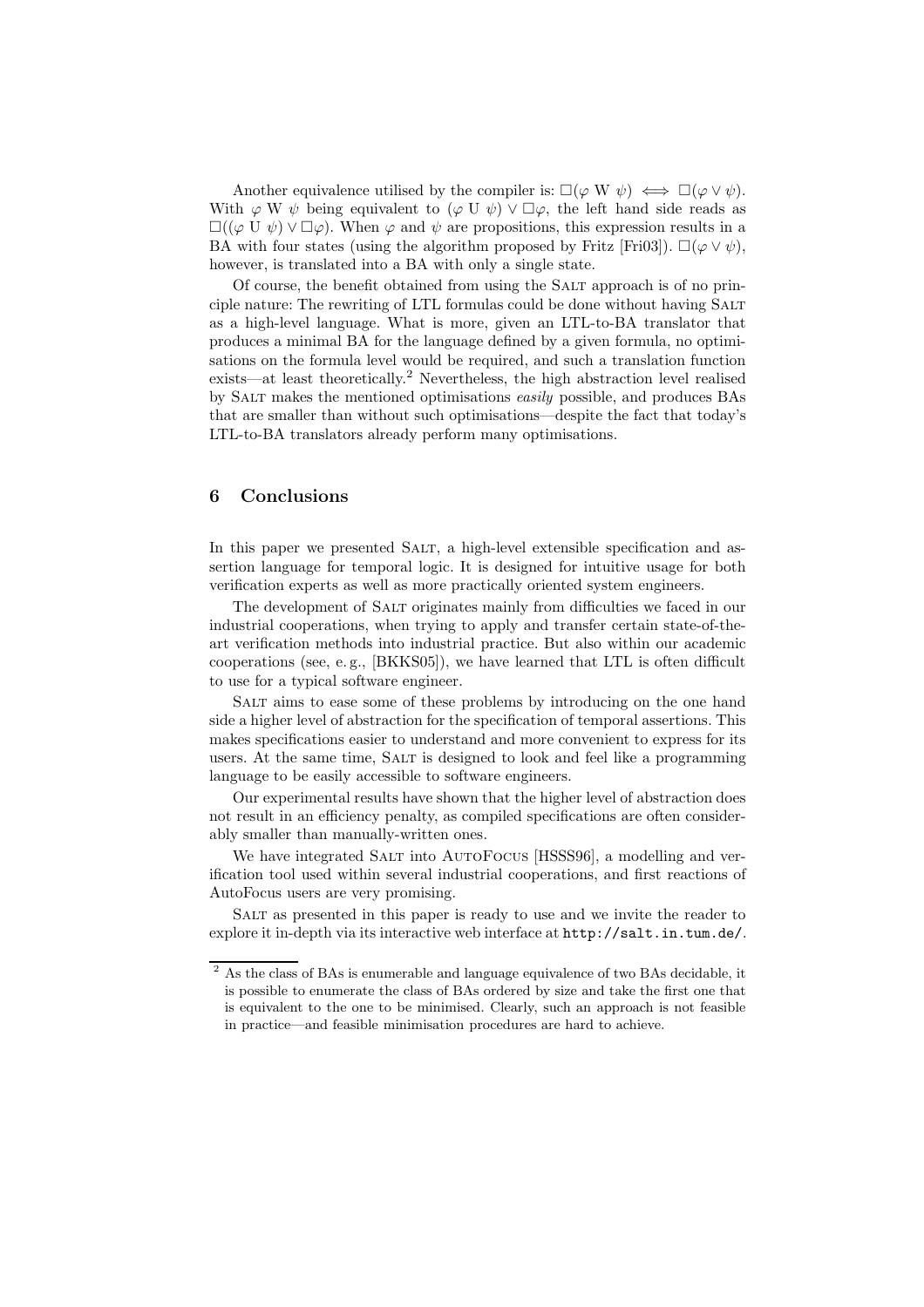Another equivalence utilised by the compiler is: $\Box(\varphi \text{ W } \psi) \iff \Box(\varphi \lor \psi)$. With $\varphi \text{ W } \psi$ being equivalent to $(\varphi \text{ U } \psi) \lor \Box\varphi$, the left hand side reads as $\Box((\varphi \text{ U } \psi) \lor \Box\varphi)$. When $\varphi$ and $\psi$ are propositions, this expression results in a BA with four states (using the algorithm proposed by Fritz [Fri03]). $\Box(\varphi \lor \psi)$, however, is translated into a BA with only a single state.

Of course, the benefit obtained from using the Salt approach is of no principle nature: The rewriting of LTL formulas could be done without having Salt as a high-level language. What is more, given an LTL-to-BA translator that produces a minimal BA for the language defined by a given formula, no optimisations on the formula level would be required, and such a translation function exists—at least theoretically.[2] Nevertheless, the high abstraction level realised by Salt makes the mentioned optimisations *easily* possible, and produces BAs that are smaller than without such optimisations—despite the fact that today's LTL-to-BA translators already perform many optimisations.

## 6 Conclusions

In this paper we presented Salt, a high-level extensible specification and assertion language for temporal logic. It is designed for intuitive usage for both verification experts as well as more practically oriented system engineers.

The development of Salt originates mainly from difficulties we faced in our industrial cooperations, when trying to apply and transfer certain state-of-the-art verification methods into industrial practice. But also within our academic cooperations (see, e. g., [BKKS05]), we have learned that LTL is often difficult to use for a typical software engineer.

Salt aims to ease some of these problems by introducing on the one hand side a higher level of abstraction for the specification of temporal assertions. This makes specifications easier to understand and more convenient to express for its users. At the same time, Salt is designed to look and feel like a programming language to be easily accessible to software engineers.

Our experimental results have shown that the higher level of abstraction does not result in an efficiency penalty, as compiled specifications are often considerably smaller than manually-written ones.

We have integrated Salt into AutoFocus [HSSS96], a modelling and verification tool used within several industrial cooperations, and first reactions of AutoFocus users are very promising.

Salt as presented in this paper is ready to use and we invite the reader to explore it in-depth via its interactive web interface at `http://salt.in.tum.de/`.

---

[2] As the class of BAs is enumerable and language equivalence of two BAs decidable, it is possible to enumerate the class of BAs ordered by size and take the first one that is equivalent to the one to be minimised. Clearly, such an approach is not feasible in practice—and feasible minimisation procedures are hard to achieve.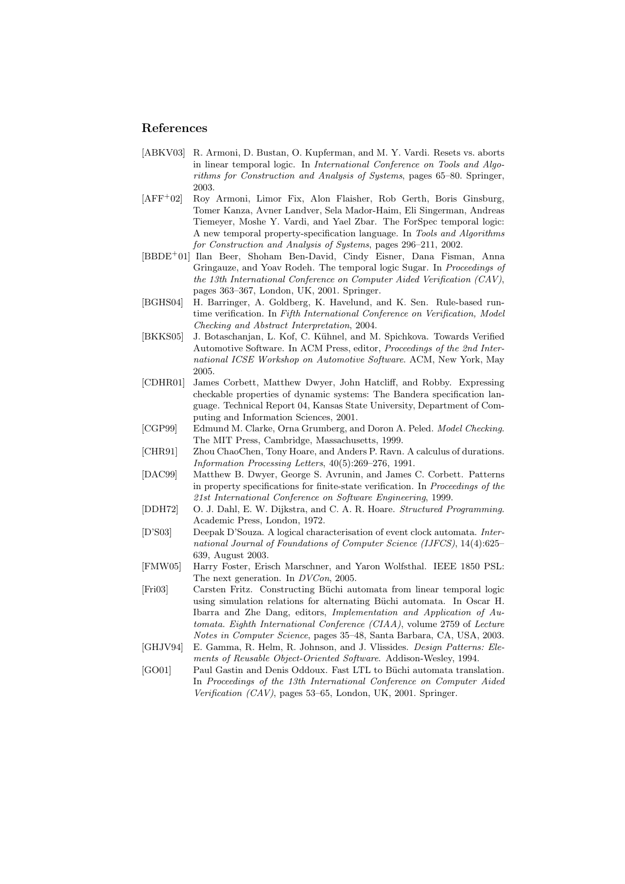## References

[ABKV03] R. Armoni, D. Bustan, O. Kupferman, and M. Y. Vardi. Resets vs. aborts in linear temporal logic. In *International Conference on Tools and Algorithms for Construction and Analysis of Systems*, pages 65–80. Springer, 2003.

[AFF+02] Roy Armoni, Limor Fix, Alon Flaisher, Rob Gerth, Boris Ginsburg, Tomer Kanza, Avner Landver, Sela Mador-Haim, Eli Singerman, Andreas Tiemeyer, Moshe Y. Vardi, and Yael Zbar. The ForSpec temporal logic: A new temporal property-specification language. In *Tools and Algorithms for Construction and Analysis of Systems*, pages 296–211, 2002.

[BBDE+01] Ilan Beer, Shoham Ben-David, Cindy Eisner, Dana Fisman, Anna Gringauze, and Yoav Rodeh. The temporal logic Sugar. In *Proceedings of the 13th International Conference on Computer Aided Verification (CAV)*, pages 363–367, London, UK, 2001. Springer.

[BGHS04] H. Barringer, A. Goldberg, K. Havelund, and K. Sen. Rule-based runtime verification. In *Fifth International Conference on Verification, Model Checking and Abstract Interpretation*, 2004.

[BKKS05] J. Botaschanjan, L. Kof, C. Kühnel, and M. Spichkova. Towards Verified Automotive Software. In ACM Press, editor, *Proceedings of the 2nd International ICSE Workshop on Automotive Software*. ACM, New York, May 2005.

[CDHR01] James Corbett, Matthew Dwyer, John Hatcliff, and Robby. Expressing checkable properties of dynamic systems: The Bandera specification language. Technical Report 04, Kansas State University, Department of Computing and Information Sciences, 2001.

[CGP99] Edmund M. Clarke, Orna Grumberg, and Doron A. Peled. *Model Checking*. The MIT Press, Cambridge, Massachusetts, 1999.

[CHR91] Zhou ChaoChen, Tony Hoare, and Anders P. Ravn. A calculus of durations. *Information Processing Letters*, 40(5):269–276, 1991.

[DAC99] Matthew B. Dwyer, George S. Avrunin, and James C. Corbett. Patterns in property specifications for finite-state verification. In *Proceedings of the 21st International Conference on Software Engineering*, 1999.

[DDH72] O. J. Dahl, E. W. Dijkstra, and C. A. R. Hoare. *Structured Programming*. Academic Press, London, 1972.

[D'S03] Deepak D'Souza. A logical characterisation of event clock automata. *International Journal of Foundations of Computer Science (IJFCS)*, 14(4):625–639, August 2003.

[FMW05] Harry Foster, Erisch Marschner, and Yaron Wolfsthal. IEEE 1850 PSL: The next generation. In *DVCon*, 2005.

[Fri03] Carsten Fritz. Constructing Büchi automata from linear temporal logic using simulation relations for alternating Büchi automata. In Oscar H. Ibarra and Zhe Dang, editors, *Implementation and Application of Automata. Eighth International Conference (CIAA)*, volume 2759 of *Lecture Notes in Computer Science*, pages 35–48, Santa Barbara, CA, USA, 2003.

[GHJV94] E. Gamma, R. Helm, R. Johnson, and J. Vlissides. *Design Patterns: Elements of Reusable Object-Oriented Software*. Addison-Wesley, 1994.

[GO01] Paul Gastin and Denis Oddoux. Fast LTL to Büchi automata translation. In *Proceedings of the 13th International Conference on Computer Aided Verification (CAV)*, pages 53–65, London, UK, 2001. Springer.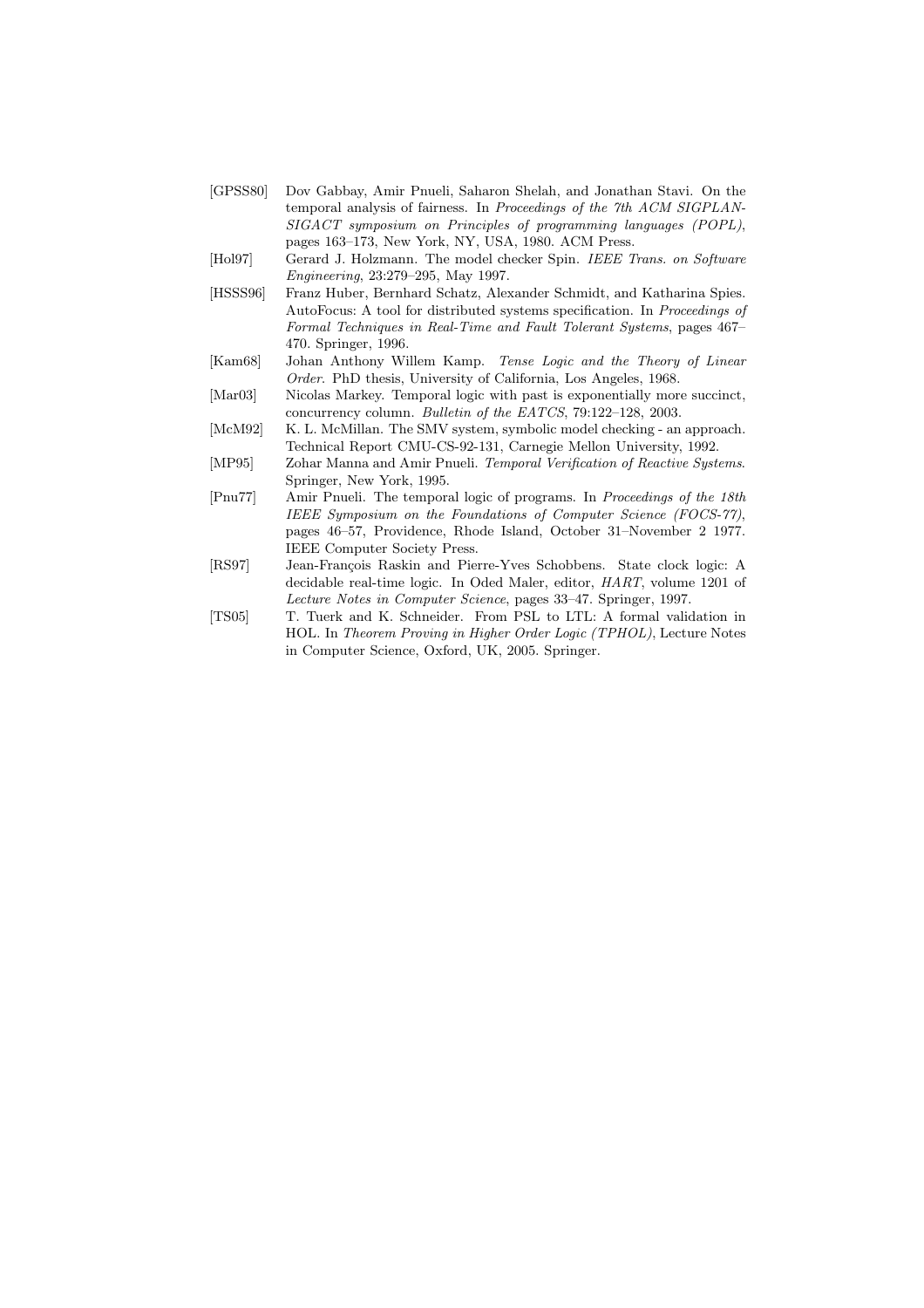[GPSS80] Dov Gabbay, Amir Pnueli, Saharon Shelah, and Jonathan Stavi. On the temporal analysis of fairness. In *Proceedings of the 7th ACM SIGPLAN-SIGACT symposium on Principles of programming languages (POPL)*, pages 163–173, New York, NY, USA, 1980. ACM Press.

[Hol97] Gerard J. Holzmann. The model checker Spin. *IEEE Trans. on Software Engineering*, 23:279–295, May 1997.

[HSSS96] Franz Huber, Bernhard Schatz, Alexander Schmidt, and Katharina Spies. AutoFocus: A tool for distributed systems specification. In *Proceedings of Formal Techniques in Real-Time and Fault Tolerant Systems*, pages 467–470. Springer, 1996.

[Kam68] Johan Anthony Willem Kamp. *Tense Logic and the Theory of Linear Order*. PhD thesis, University of California, Los Angeles, 1968.

[Mar03] Nicolas Markey. Temporal logic with past is exponentially more succinct, concurrency column. *Bulletin of the EATCS*, 79:122–128, 2003.

[McM92] K. L. McMillan. The SMV system, symbolic model checking - an approach. Technical Report CMU-CS-92-131, Carnegie Mellon University, 1992.

[MP95] Zohar Manna and Amir Pnueli. *Temporal Verification of Reactive Systems*. Springer, New York, 1995.

[Pnu77] Amir Pnueli. The temporal logic of programs. In *Proceedings of the 18th IEEE Symposium on the Foundations of Computer Science (FOCS-77)*, pages 46–57, Providence, Rhode Island, October 31–November 2 1977. IEEE Computer Society Press.

[RS97] Jean-François Raskin and Pierre-Yves Schobbens. State clock logic: A decidable real-time logic. In Oded Maler, editor, *HART*, volume 1201 of *Lecture Notes in Computer Science*, pages 33–47. Springer, 1997.

[TS05] T. Tuerk and K. Schneider. From PSL to LTL: A formal validation in HOL. In *Theorem Proving in Higher Order Logic (TPHOL)*, Lecture Notes in Computer Science, Oxford, UK, 2005. Springer.